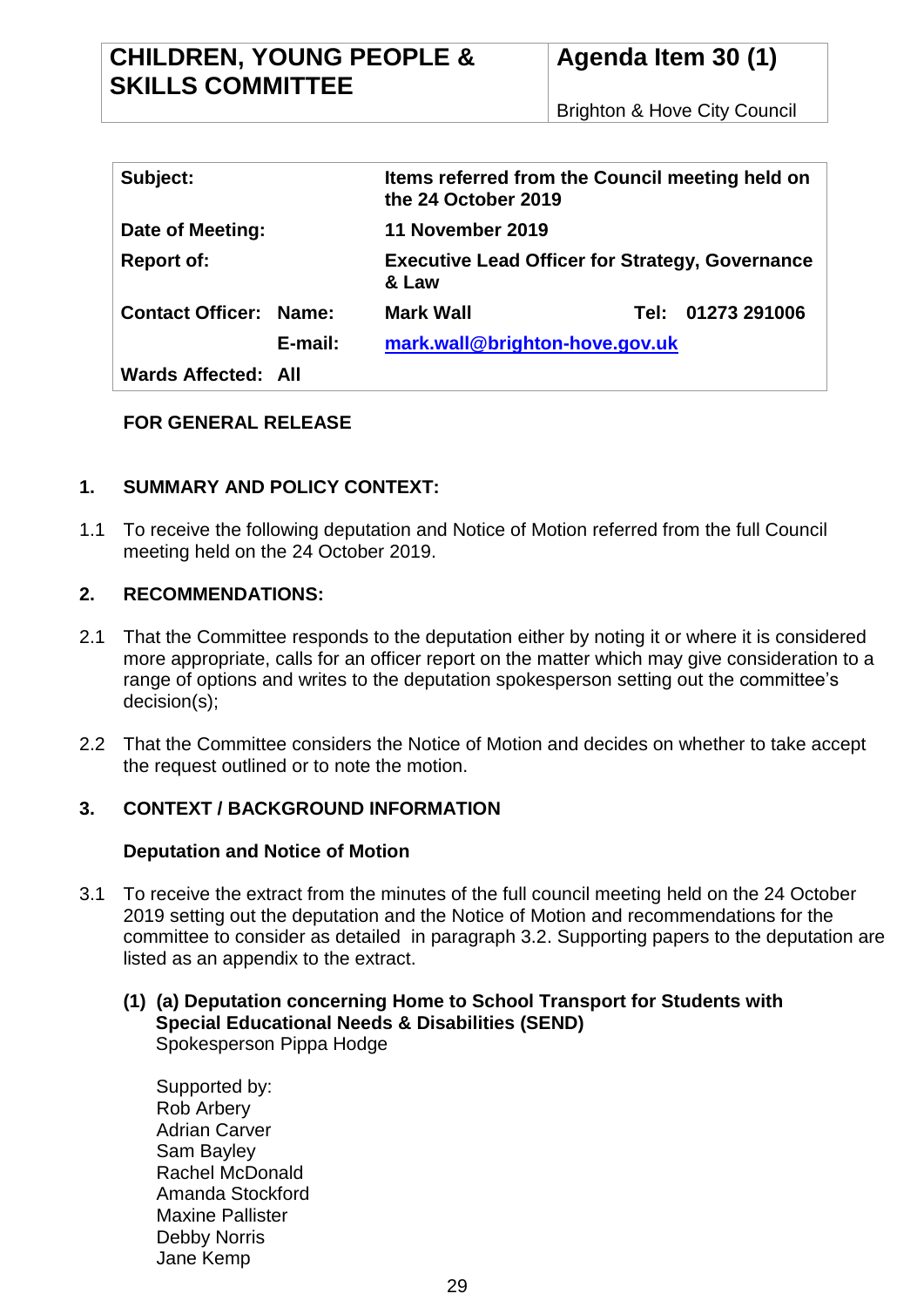| CHILDREN, YOUNG PEOPLE & SKILLS COMMITTEE | Agenda Item 30 (1) |
| --- | --- |
| | Brighton & Hove City Council |

| | | | | |
| --- | --- | --- | --- | --- |
| **Subject:** | | **Items referred from the Council meeting held on the 24 October 2019** | | |
| **Date of Meeting:** | | **11 November 2019** | | |
| **Report of:** | | **Executive Lead Officer for Strategy, Governance & Law** | | |
| **Contact Officer:** | **Name:** | **Mark Wall** | **Tel:** | **01273 291006** |
| | **E-mail:** | **mark.wall@brighton-hove.gov.uk** | | |
| **Wards Affected:** | **All** | | | |

**FOR GENERAL RELEASE**

## 1. SUMMARY AND POLICY CONTEXT:

1.1 To receive the following deputation and Notice of Motion referred from the full Council meeting held on the 24 October 2019.

## 2. RECOMMENDATIONS:

2.1 That the Committee responds to the deputation either by noting it or where it is considered more appropriate, calls for an officer report on the matter which may give consideration to a range of options and writes to the deputation spokesperson setting out the committee's decision(s);

2.2 That the Committee considers the Notice of Motion and decides on whether to take accept the request outlined or to note the motion.

## 3. CONTEXT / BACKGROUND INFORMATION

**Deputation and Notice of Motion**

3.1 To receive the extract from the minutes of the full council meeting held on the 24 October 2019 setting out the deputation and the Notice of Motion and recommendations for the committee to consider as detailed in paragraph 3.2. Supporting papers to the deputation are listed as an appendix to the extract.

**(1) (a) Deputation concerning Home to School Transport for Students with Special Educational Needs & Disabilities (SEND)**
Spokesperson Pippa Hodge

Supported by:
Rob Arbery
Adrian Carver
Sam Bayley
Rachel McDonald
Amanda Stockford
Maxine Pallister
Debby Norris
Jane Kemp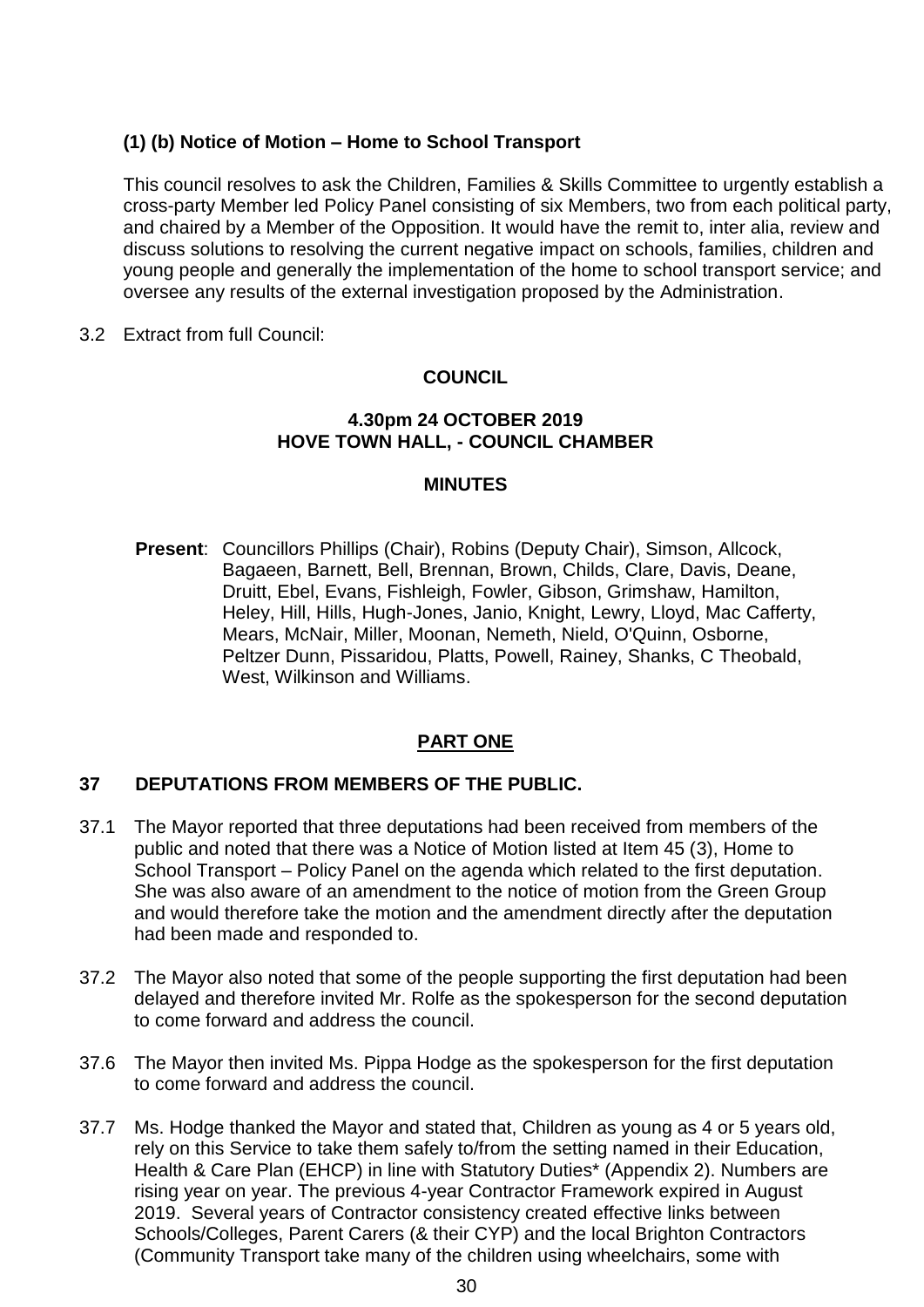**(1) (b) Notice of Motion – Home to School Transport**

This council resolves to ask the Children, Families & Skills Committee to urgently establish a cross-party Member led Policy Panel consisting of six Members, two from each political party, and chaired by a Member of the Opposition. It would have the remit to, inter alia, review and discuss solutions to resolving the current negative impact on schools, families, children and young people and generally the implementation of the home to school transport service; and oversee any results of the external investigation proposed by the Administration.

3.2 Extract from full Council:

**COUNCIL**

**4.30pm 24 OCTOBER 2019**
**HOVE TOWN HALL, - COUNCIL CHAMBER**

**MINUTES**

**Present**: Councillors Phillips (Chair), Robins (Deputy Chair), Simson, Allcock, Bagaeen, Barnett, Bell, Brennan, Brown, Childs, Clare, Davis, Deane, Druitt, Ebel, Evans, Fishleigh, Fowler, Gibson, Grimshaw, Hamilton, Heley, Hill, Hills, Hugh-Jones, Janio, Knight, Lewry, Lloyd, Mac Cafferty, Mears, McNair, Miller, Moonan, Nemeth, Nield, O'Quinn, Osborne, Peltzer Dunn, Pissaridou, Platts, Powell, Rainey, Shanks, C Theobald, West, Wilkinson and Williams.

**PART ONE**

**37 DEPUTATIONS FROM MEMBERS OF THE PUBLIC.**

37.1 The Mayor reported that three deputations had been received from members of the public and noted that there was a Notice of Motion listed at Item 45 (3), Home to School Transport – Policy Panel on the agenda which related to the first deputation. She was also aware of an amendment to the notice of motion from the Green Group and would therefore take the motion and the amendment directly after the deputation had been made and responded to.

37.2 The Mayor also noted that some of the people supporting the first deputation had been delayed and therefore invited Mr. Rolfe as the spokesperson for the second deputation to come forward and address the council.

37.6 The Mayor then invited Ms. Pippa Hodge as the spokesperson for the first deputation to come forward and address the council.

37.7 Ms. Hodge thanked the Mayor and stated that, Children as young as 4 or 5 years old, rely on this Service to take them safely to/from the setting named in their Education, Health & Care Plan (EHCP) in line with Statutory Duties* (Appendix 2). Numbers are rising year on year. The previous 4-year Contractor Framework expired in August 2019. Several years of Contractor consistency created effective links between Schools/Colleges, Parent Carers (& their CYP) and the local Brighton Contractors (Community Transport take many of the children using wheelchairs, some with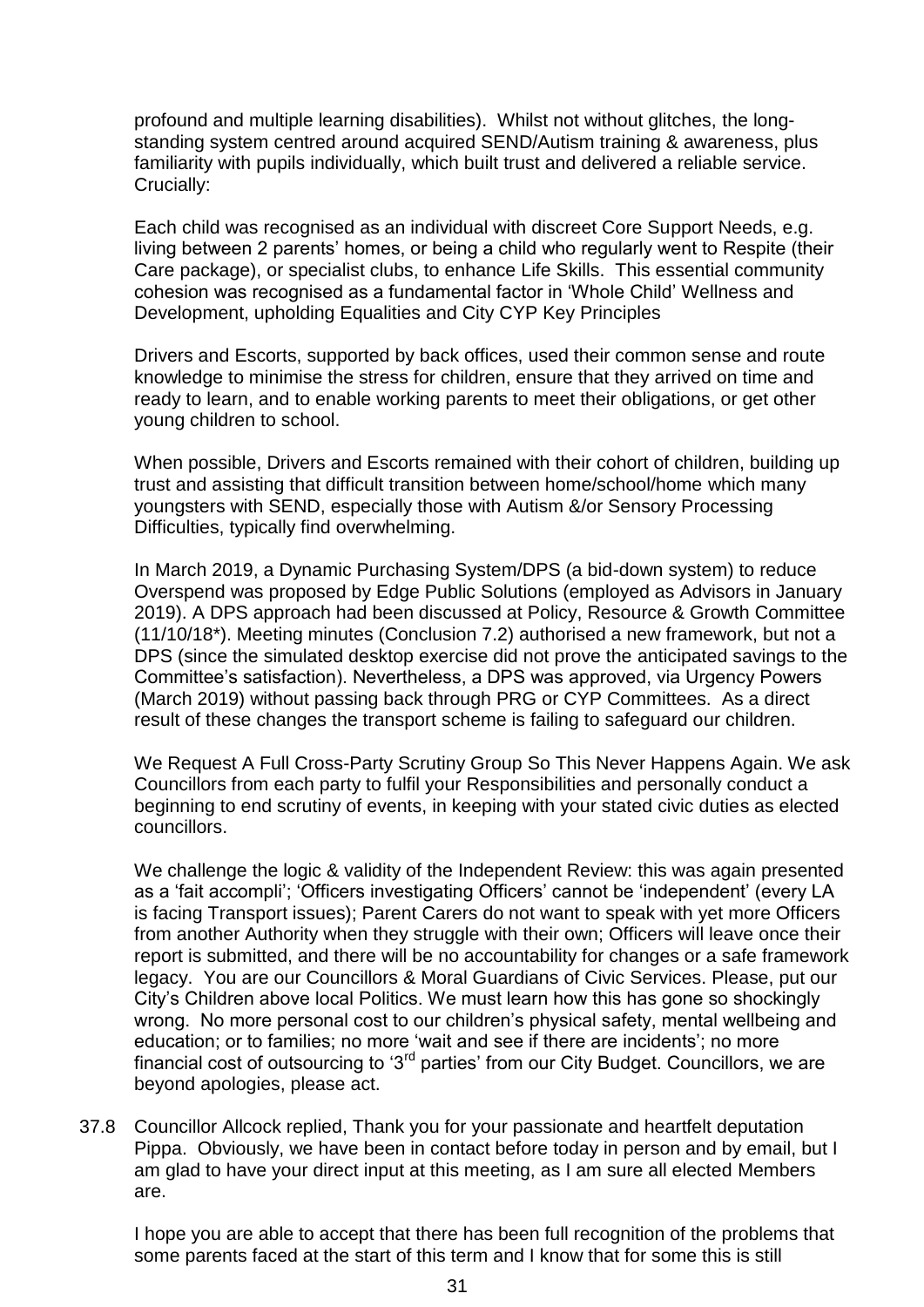profound and multiple learning disabilities). Whilst not without glitches, the long-standing system centred around acquired SEND/Autism training & awareness, plus familiarity with pupils individually, which built trust and delivered a reliable service. Crucially:

Each child was recognised as an individual with discreet Core Support Needs, e.g. living between 2 parents' homes, or being a child who regularly went to Respite (their Care package), or specialist clubs, to enhance Life Skills. This essential community cohesion was recognised as a fundamental factor in 'Whole Child' Wellness and Development, upholding Equalities and City CYP Key Principles

Drivers and Escorts, supported by back offices, used their common sense and route knowledge to minimise the stress for children, ensure that they arrived on time and ready to learn, and to enable working parents to meet their obligations, or get other young children to school.

When possible, Drivers and Escorts remained with their cohort of children, building up trust and assisting that difficult transition between home/school/home which many youngsters with SEND, especially those with Autism &/or Sensory Processing Difficulties, typically find overwhelming.

In March 2019, a Dynamic Purchasing System/DPS (a bid-down system) to reduce Overspend was proposed by Edge Public Solutions (employed as Advisors in January 2019). A DPS approach had been discussed at Policy, Resource & Growth Committee (11/10/18*). Meeting minutes (Conclusion 7.2) authorised a new framework, but not a DPS (since the simulated desktop exercise did not prove the anticipated savings to the Committee's satisfaction). Nevertheless, a DPS was approved, via Urgency Powers (March 2019) without passing back through PRG or CYP Committees. As a direct result of these changes the transport scheme is failing to safeguard our children.

We Request A Full Cross-Party Scrutiny Group So This Never Happens Again. We ask Councillors from each party to fulfil your Responsibilities and personally conduct a beginning to end scrutiny of events, in keeping with your stated civic duties as elected councillors.

We challenge the logic & validity of the Independent Review: this was again presented as a 'fait accompli'; 'Officers investigating Officers' cannot be 'independent' (every LA is facing Transport issues); Parent Carers do not want to speak with yet more Officers from another Authority when they struggle with their own; Officers will leave once their report is submitted, and there will be no accountability for changes or a safe framework legacy. You are our Councillors & Moral Guardians of Civic Services. Please, put our City's Children above local Politics. We must learn how this has gone so shockingly wrong. No more personal cost to our children's physical safety, mental wellbeing and education; or to families; no more 'wait and see if there are incidents'; no more financial cost of outsourcing to '3rd parties' from our City Budget. Councillors, we are beyond apologies, please act.

37.8 Councillor Allcock replied, Thank you for your passionate and heartfelt deputation Pippa. Obviously, we have been in contact before today in person and by email, but I am glad to have your direct input at this meeting, as I am sure all elected Members are.

I hope you are able to accept that there has been full recognition of the problems that some parents faced at the start of this term and I know that for some this is still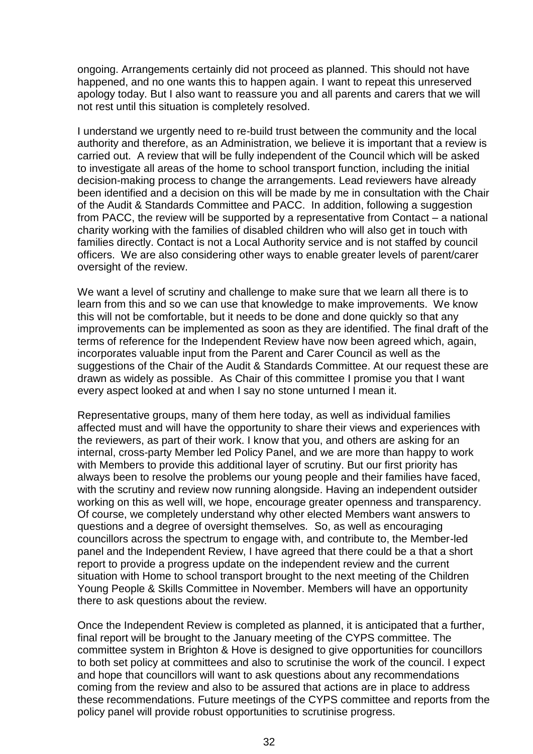ongoing. Arrangements certainly did not proceed as planned. This should not have happened, and no one wants this to happen again. I want to repeat this unreserved apology today. But I also want to reassure you and all parents and carers that we will not rest until this situation is completely resolved.

I understand we urgently need to re-build trust between the community and the local authority and therefore, as an Administration, we believe it is important that a review is carried out. A review that will be fully independent of the Council which will be asked to investigate all areas of the home to school transport function, including the initial decision-making process to change the arrangements. Lead reviewers have already been identified and a decision on this will be made by me in consultation with the Chair of the Audit & Standards Committee and PACC. In addition, following a suggestion from PACC, the review will be supported by a representative from Contact – a national charity working with the families of disabled children who will also get in touch with families directly. Contact is not a Local Authority service and is not staffed by council officers. We are also considering other ways to enable greater levels of parent/carer oversight of the review.

We want a level of scrutiny and challenge to make sure that we learn all there is to learn from this and so we can use that knowledge to make improvements. We know this will not be comfortable, but it needs to be done and done quickly so that any improvements can be implemented as soon as they are identified. The final draft of the terms of reference for the Independent Review have now been agreed which, again, incorporates valuable input from the Parent and Carer Council as well as the suggestions of the Chair of the Audit & Standards Committee. At our request these are drawn as widely as possible. As Chair of this committee I promise you that I want every aspect looked at and when I say no stone unturned I mean it.

Representative groups, many of them here today, as well as individual families affected must and will have the opportunity to share their views and experiences with the reviewers, as part of their work. I know that you, and others are asking for an internal, cross-party Member led Policy Panel, and we are more than happy to work with Members to provide this additional layer of scrutiny. But our first priority has always been to resolve the problems our young people and their families have faced, with the scrutiny and review now running alongside. Having an independent outsider working on this as well will, we hope, encourage greater openness and transparency. Of course, we completely understand why other elected Members want answers to questions and a degree of oversight themselves. So, as well as encouraging councillors across the spectrum to engage with, and contribute to, the Member-led panel and the Independent Review, I have agreed that there could be a that a short report to provide a progress update on the independent review and the current situation with Home to school transport brought to the next meeting of the Children Young People & Skills Committee in November. Members will have an opportunity there to ask questions about the review.

Once the Independent Review is completed as planned, it is anticipated that a further, final report will be brought to the January meeting of the CYPS committee. The committee system in Brighton & Hove is designed to give opportunities for councillors to both set policy at committees and also to scrutinise the work of the council. I expect and hope that councillors will want to ask questions about any recommendations coming from the review and also to be assured that actions are in place to address these recommendations. Future meetings of the CYPS committee and reports from the policy panel will provide robust opportunities to scrutinise progress.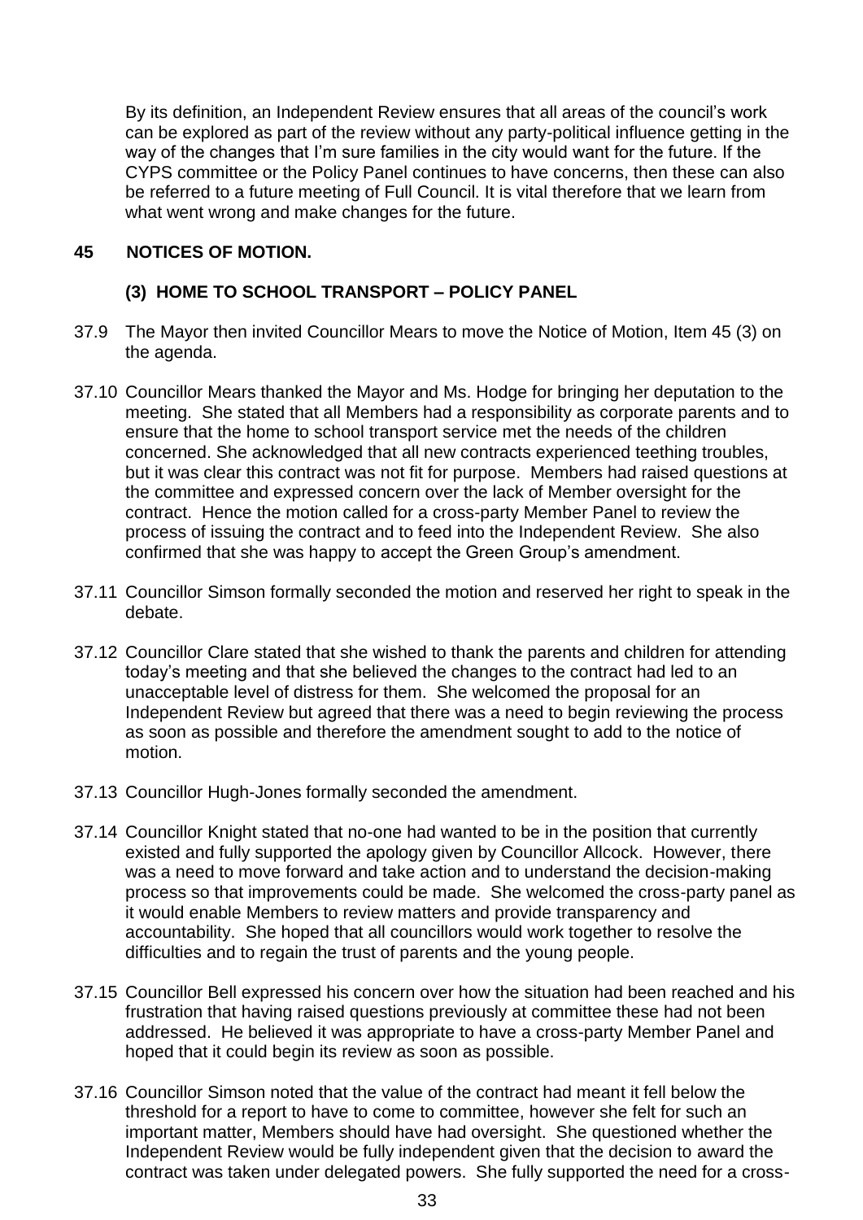By its definition, an Independent Review ensures that all areas of the council's work can be explored as part of the review without any party-political influence getting in the way of the changes that I'm sure families in the city would want for the future. If the CYPS committee or the Policy Panel continues to have concerns, then these can also be referred to a future meeting of Full Council. It is vital therefore that we learn from what went wrong and make changes for the future.

## 45 NOTICES OF MOTION.

### (3) HOME TO SCHOOL TRANSPORT – POLICY PANEL

37.9 The Mayor then invited Councillor Mears to move the Notice of Motion, Item 45 (3) on the agenda.

37.10 Councillor Mears thanked the Mayor and Ms. Hodge for bringing her deputation to the meeting. She stated that all Members had a responsibility as corporate parents and to ensure that the home to school transport service met the needs of the children concerned. She acknowledged that all new contracts experienced teething troubles, but it was clear this contract was not fit for purpose. Members had raised questions at the committee and expressed concern over the lack of Member oversight for the contract. Hence the motion called for a cross-party Member Panel to review the process of issuing the contract and to feed into the Independent Review. She also confirmed that she was happy to accept the Green Group's amendment.

37.11 Councillor Simson formally seconded the motion and reserved her right to speak in the debate.

37.12 Councillor Clare stated that she wished to thank the parents and children for attending today's meeting and that she believed the changes to the contract had led to an unacceptable level of distress for them. She welcomed the proposal for an Independent Review but agreed that there was a need to begin reviewing the process as soon as possible and therefore the amendment sought to add to the notice of motion.

37.13 Councillor Hugh-Jones formally seconded the amendment.

37.14 Councillor Knight stated that no-one had wanted to be in the position that currently existed and fully supported the apology given by Councillor Allcock. However, there was a need to move forward and take action and to understand the decision-making process so that improvements could be made. She welcomed the cross-party panel as it would enable Members to review matters and provide transparency and accountability. She hoped that all councillors would work together to resolve the difficulties and to regain the trust of parents and the young people.

37.15 Councillor Bell expressed his concern over how the situation had been reached and his frustration that having raised questions previously at committee these had not been addressed. He believed it was appropriate to have a cross-party Member Panel and hoped that it could begin its review as soon as possible.

37.16 Councillor Simson noted that the value of the contract had meant it fell below the threshold for a report to have to come to committee, however she felt for such an important matter, Members should have had oversight. She questioned whether the Independent Review would be fully independent given that the decision to award the contract was taken under delegated powers. She fully supported the need for a cross-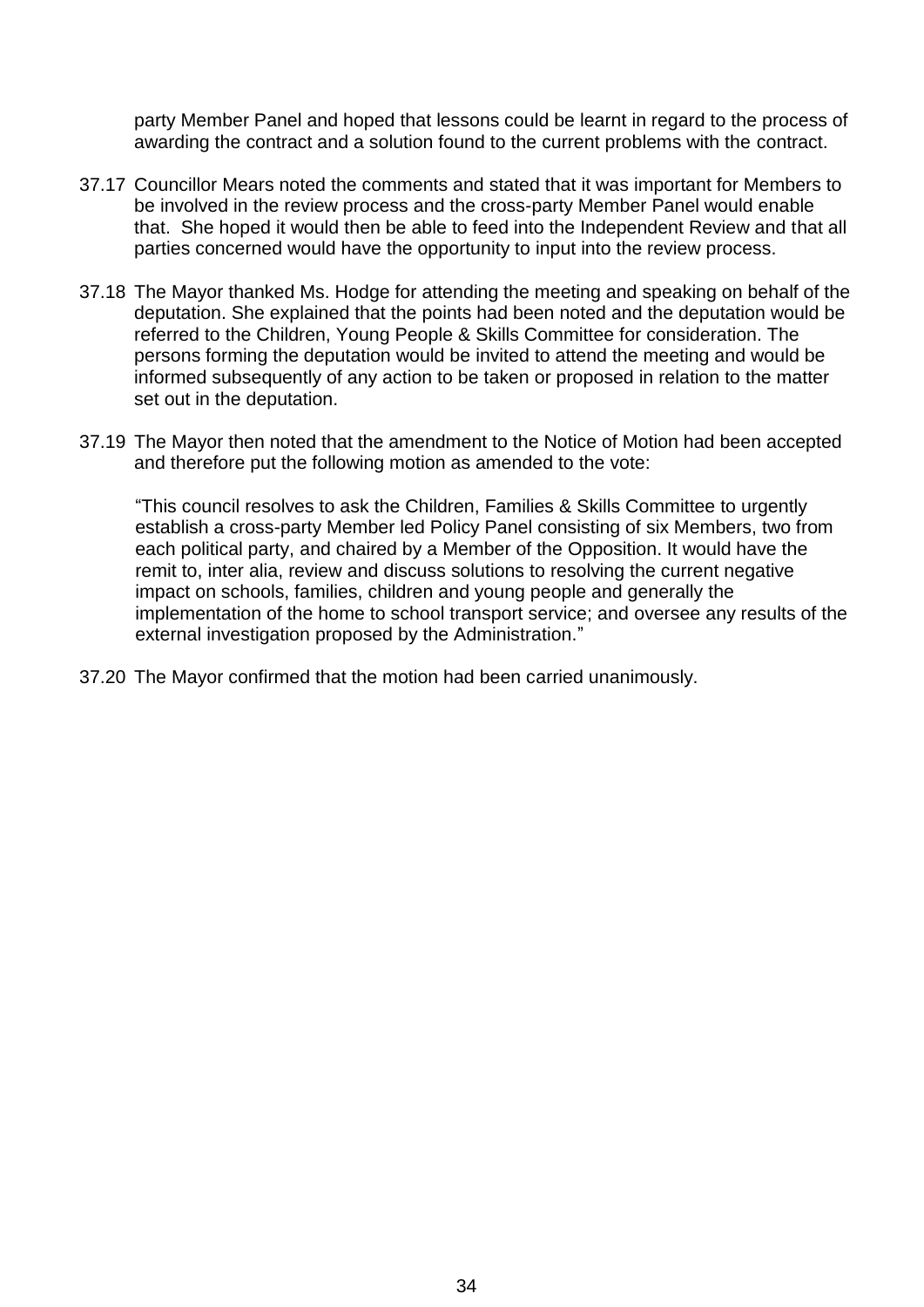party Member Panel and hoped that lessons could be learnt in regard to the process of awarding the contract and a solution found to the current problems with the contract.

37.17 Councillor Mears noted the comments and stated that it was important for Members to be involved in the review process and the cross-party Member Panel would enable that. She hoped it would then be able to feed into the Independent Review and that all parties concerned would have the opportunity to input into the review process.

37.18 The Mayor thanked Ms. Hodge for attending the meeting and speaking on behalf of the deputation. She explained that the points had been noted and the deputation would be referred to the Children, Young People & Skills Committee for consideration. The persons forming the deputation would be invited to attend the meeting and would be informed subsequently of any action to be taken or proposed in relation to the matter set out in the deputation.

37.19 The Mayor then noted that the amendment to the Notice of Motion had been accepted and therefore put the following motion as amended to the vote:

> "This council resolves to ask the Children, Families & Skills Committee to urgently establish a cross-party Member led Policy Panel consisting of six Members, two from each political party, and chaired by a Member of the Opposition. It would have the remit to, inter alia, review and discuss solutions to resolving the current negative impact on schools, families, children and young people and generally the implementation of the home to school transport service; and oversee any results of the external investigation proposed by the Administration."

37.20 The Mayor confirmed that the motion had been carried unanimously.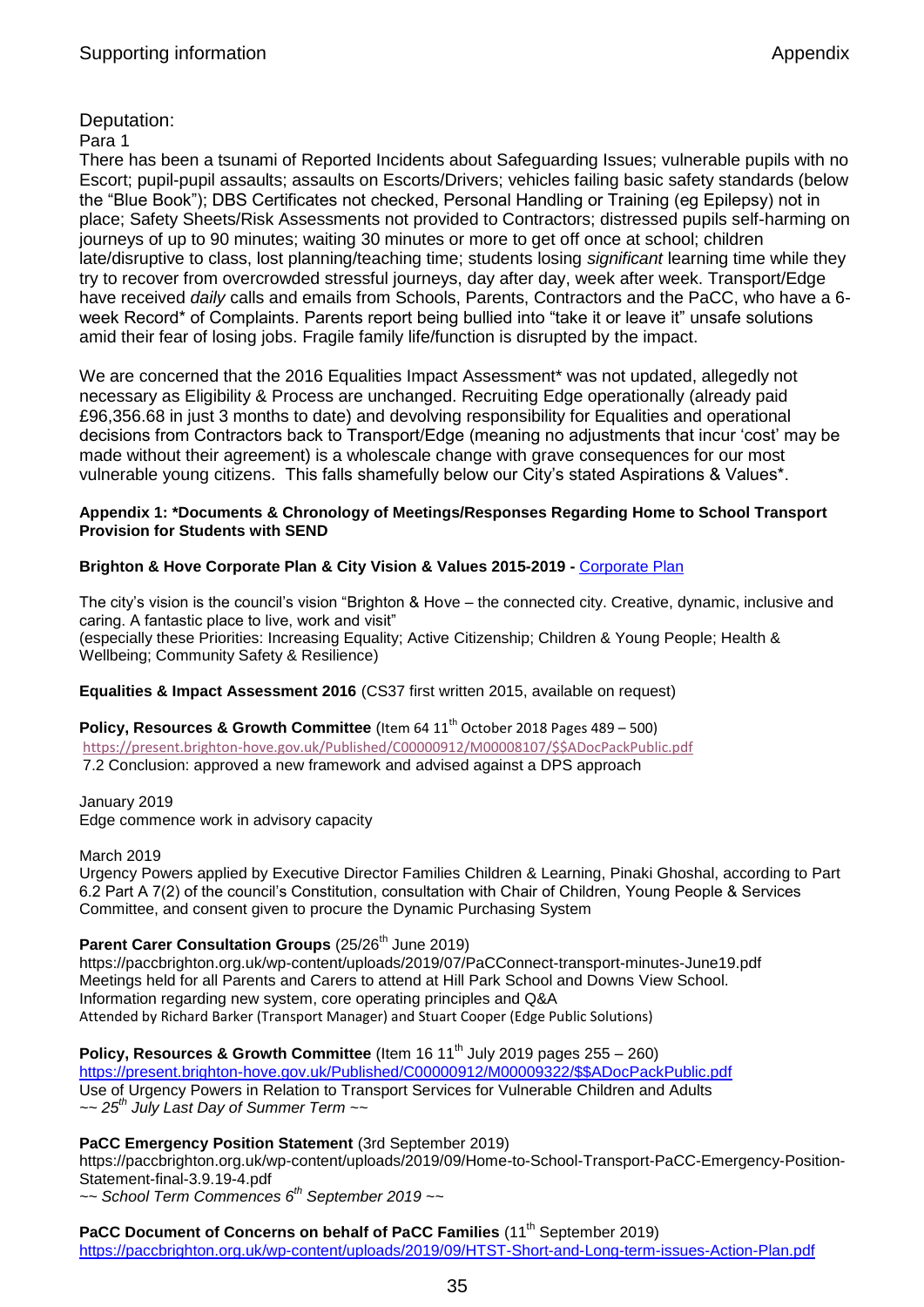Deputation:

Para 1

There has been a tsunami of Reported Incidents about Safeguarding Issues; vulnerable pupils with no Escort; pupil-pupil assaults; assaults on Escorts/Drivers; vehicles failing basic safety standards (below the "Blue Book"); DBS Certificates not checked, Personal Handling or Training (eg Epilepsy) not in place; Safety Sheets/Risk Assessments not provided to Contractors; distressed pupils self-harming on journeys of up to 90 minutes; waiting 30 minutes or more to get off once at school; children late/disruptive to class, lost planning/teaching time; students losing *significant* learning time while they try to recover from overcrowded stressful journeys, day after day, week after week. Transport/Edge have received *daily* calls and emails from Schools, Parents, Contractors and the PaCC, who have a 6-week Record* of Complaints. Parents report being bullied into "take it or leave it" unsafe solutions amid their fear of losing jobs. Fragile family life/function is disrupted by the impact.

We are concerned that the 2016 Equalities Impact Assessment* was not updated, allegedly not necessary as Eligibility & Process are unchanged. Recruiting Edge operationally (already paid £96,356.68 in just 3 months to date) and devolving responsibility for Equalities and operational decisions from Contractors back to Transport/Edge (meaning no adjustments that incur 'cost' may be made without their agreement) is a wholesale change with grave consequences for our most vulnerable young citizens. This falls shamefully below our City's stated Aspirations & Values*.

**Appendix 1: *Documents & Chronology of Meetings/Responses Regarding Home to School Transport Provision for Students with SEND**

**Brighton & Hove Corporate Plan & City Vision & Values 2015-2019 -** Corporate Plan

The city's vision is the council's vision "Brighton & Hove – the connected city. Creative, dynamic, inclusive and caring. A fantastic place to live, work and visit"
(especially these Priorities: Increasing Equality; Active Citizenship; Children & Young People; Health & Wellbeing; Community Safety & Resilience)

**Equalities & Impact Assessment 2016** (CS37 first written 2015, available on request)

**Policy, Resources & Growth Committee** (Item 64 11th October 2018 Pages 489 – 500)
https://present.brighton-hove.gov.uk/Published/C00000912/M00008107/$$ADocPackPublic.pdf
7.2 Conclusion: approved a new framework and advised against a DPS approach

January 2019
Edge commence work in advisory capacity

March 2019
Urgency Powers applied by Executive Director Families Children & Learning, Pinaki Ghoshal, according to Part 6.2 Part A 7(2) of the council's Constitution, consultation with Chair of Children, Young People & Services Committee, and consent given to procure the Dynamic Purchasing System

**Parent Carer Consultation Groups** (25/26th June 2019)
https://paccbrighton.org.uk/wp-content/uploads/2019/07/PaCConnect-transport-minutes-June19.pdf
Meetings held for all Parents and Carers to attend at Hill Park School and Downs View School.
Information regarding new system, core operating principles and Q&A
Attended by Richard Barker (Transport Manager) and Stuart Cooper (Edge Public Solutions)

**Policy, Resources & Growth Committee** (Item 16 11th July 2019 pages 255 – 260)
https://present.brighton-hove.gov.uk/Published/C00000912/M00009322/$$ADocPackPublic.pdf
Use of Urgency Powers in Relation to Transport Services for Vulnerable Children and Adults
*~~ 25th July Last Day of Summer Term ~~*

**PaCC Emergency Position Statement** (3rd September 2019)
https://paccbrighton.org.uk/wp-content/uploads/2019/09/Home-to-School-Transport-PaCC-Emergency-Position-Statement-final-3.9.19-4.pdf
*~~ School Term Commences 6th September 2019 ~~*

**PaCC Document of Concerns on behalf of PaCC Families** (11th September 2019)
https://paccbrighton.org.uk/wp-content/uploads/2019/09/HTST-Short-and-Long-term-issues-Action-Plan.pdf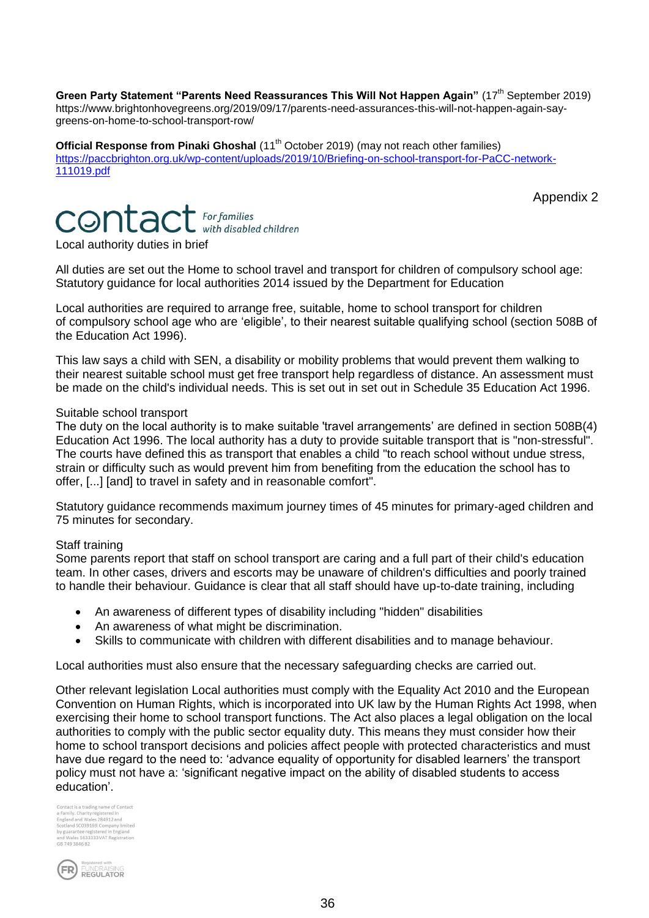**Green Party Statement "Parents Need Reassurances This Will Not Happen Again"** (17th September 2019) https://www.brightonhovegreens.org/2019/09/17/parents-need-assurances-this-will-not-happen-again-say-greens-on-home-to-school-transport-row/

**Official Response from Pinaki Ghoshal** (11th October 2019) (may not reach other families) [https://paccbrighton.org.uk/wp-content/uploads/2019/10/Briefing-on-school-transport-for-PaCC-network-111019.pdf](https://paccbrighton.org.uk/wp-content/uploads/2019/10/Briefing-on-school-transport-for-PaCC-network-111019.pdf)

Appendix 2

contact *For families with disabled children*

Local authority duties in brief

All duties are set out the Home to school travel and transport for children of compulsory school age: Statutory guidance for local authorities 2014 issued by the Department for Education

Local authorities are required to arrange free, suitable, home to school transport for children of compulsory school age who are 'eligible', to their nearest suitable qualifying school (section 508B of the Education Act 1996).

This law says a child with SEN, a disability or mobility problems that would prevent them walking to their nearest suitable school must get free transport help regardless of distance. An assessment must be made on the child's individual needs. This is set out in set out in Schedule 35 Education Act 1996.

Suitable school transport

The duty on the local authority is to make suitable 'travel arrangements' are defined in section 508B(4) Education Act 1996. The local authority has a duty to provide suitable transport that is "non-stressful". The courts have defined this as transport that enables a child "to reach school without undue stress, strain or difficulty such as would prevent him from benefiting from the education the school has to offer, [...] [and] to travel in safety and in reasonable comfort".

Statutory guidance recommends maximum journey times of 45 minutes for primary-aged children and 75 minutes for secondary.

Staff training

Some parents report that staff on school transport are caring and a full part of their child's education team. In other cases, drivers and escorts may be unaware of children's difficulties and poorly trained to handle their behaviour. Guidance is clear that all staff should have up-to-date training, including

- An awareness of different types of disability including "hidden" disabilities
- An awareness of what might be discrimination.
- Skills to communicate with children with different disabilities and to manage behaviour.

Local authorities must also ensure that the necessary safeguarding checks are carried out.

Other relevant legislation Local authorities must comply with the Equality Act 2010 and the European Convention on Human Rights, which is incorporated into UK law by the Human Rights Act 1998, when exercising their home to school transport functions. The Act also places a legal obligation on the local authorities to comply with the public sector equality duty. This means they must consider how their home to school transport decisions and policies affect people with protected characteristics and must have due regard to the need to: 'advance equality of opportunity for disabled learners' the transport policy must not have a: 'significant negative impact on the ability of disabled students to access education'.

Contact is a trading name of Contact a Family. Charity registered in England and Wales 284912 and Scotland SC039169. Company limited by guarantee registered in England and Wales 1633333 VAT Registration GB 749 3846 82

Registered with FUNDRAISING REGULATOR